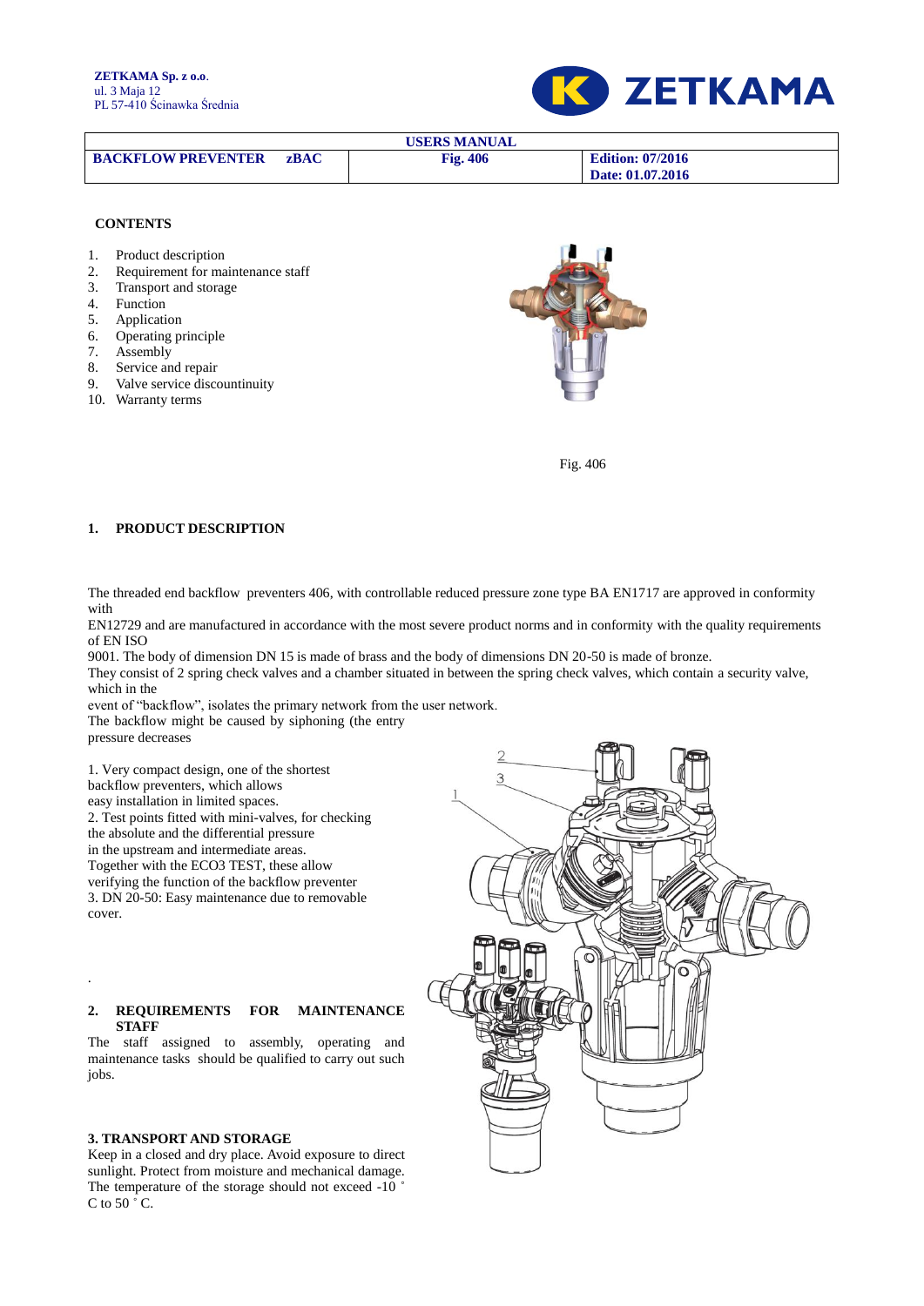ZETKAMA Sp. z o.o.
ul. 3 Maja 12
PL 57-410 Ścinawka Średnia

| USERS MANUAL | | |
|---|---|---|
| **BACKFLOW PREVENTER zBAC** | **Fig. 406** | **Edition: 07/2016** **Date: 01.07.2016** |

**CONTENTS**

1. Product description
2. Requirement for maintenance staff
3. Transport and storage
4. Function
5. Application
6. Operating principle
7. Assembly
8. Service and repair
9. Valve service discountinuity
10. Warranty terms

Fig. 406

## 1. PRODUCT DESCRIPTION

The threaded end backflow preventers 406, with controllable reduced pressure zone type BA EN1717 are approved in conformity with
EN12729 and are manufactured in accordance with the most severe product norms and in conformity with the quality requirements of EN ISO
9001. The body of dimension DN 15 is made of brass and the body of dimensions DN 20-50 is made of bronze.
They consist of 2 spring check valves and a chamber situated in between the spring check valves, which contain a security valve, which in the
event of "backflow", isolates the primary network from the user network.
The backflow might be caused by siphoning (the entry pressure decreases

1. Very compact design, one of the shortest backflow preventers, which allows easy installation in limited spaces.
2. Test points fitted with mini-valves, for checking the absolute and the differential pressure in the upstream and intermediate areas.
Together with the ECO3 TEST, these allow verifying the function of the backflow preventer
3. DN 20-50: Easy maintenance due to removable cover.

## 2. REQUIREMENTS FOR MAINTENANCE STAFF

The staff assigned to assembly, operating and maintenance tasks should be qualified to carry out such jobs.

## 3. TRANSPORT AND STORAGE

Keep in a closed and dry place. Avoid exposure to direct sunlight. Protect from moisture and mechanical damage. The temperature of the storage should not exceed -10 ˚C to 50 ˚C.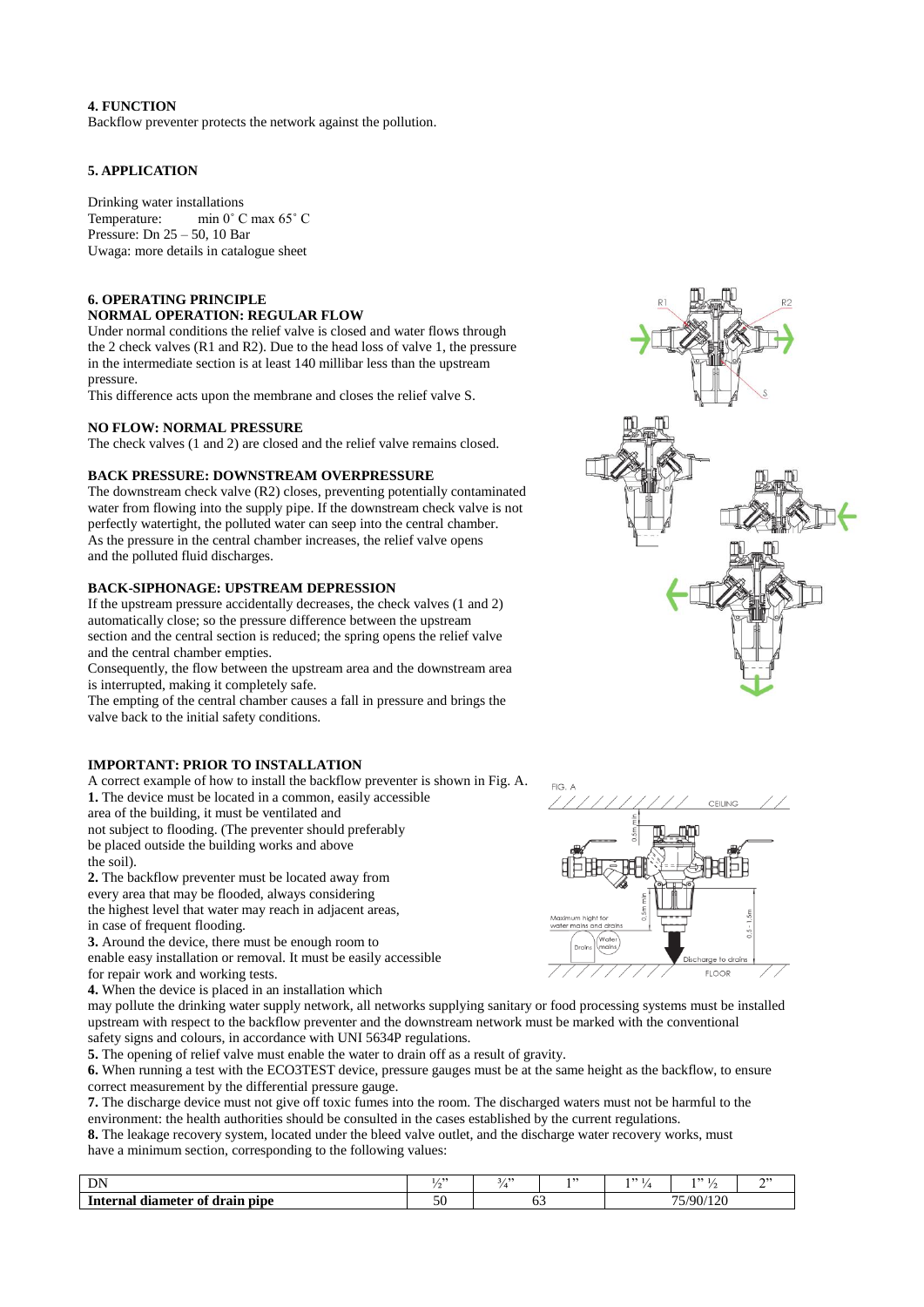**4. FUNCTION**

Backflow preventer protects the network against the pollution.

**5. APPLICATION**

Drinking water installations
Temperature: min 0˚ C max 65˚ C
Pressure: Dn 25 – 50, 10 Bar
Uwaga: more details in catalogue sheet

**6. OPERATING PRINCIPLE**

**NORMAL OPERATION: REGULAR FLOW**

Under normal conditions the relief valve is closed and water flows through the 2 check valves (R1 and R2). Due to the head loss of valve 1, the pressure in the intermediate section is at least 140 millibar less than the upstream pressure.

This difference acts upon the membrane and closes the relief valve S.

**NO FLOW: NORMAL PRESSURE**

The check valves (1 and 2) are closed and the relief valve remains closed.

**BACK PRESSURE: DOWNSTREAM OVERPRESSURE**

The downstream check valve (R2) closes, preventing potentially contaminated water from flowing into the supply pipe. If the downstream check valve is not perfectly watertight, the polluted water can seep into the central chamber. As the pressure in the central chamber increases, the relief valve opens and the polluted fluid discharges.

**BACK-SIPHONAGE: UPSTREAM DEPRESSION**

If the upstream pressure accidentally decreases, the check valves (1 and 2) automatically close; so the pressure difference between the upstream section and the central section is reduced; the spring opens the relief valve and the central chamber empties.

Consequently, the flow between the upstream area and the downstream area is interrupted, making it completely safe.

The empting of the central chamber causes a fall in pressure and brings the valve back to the initial safety conditions.

**IMPORTANT: PRIOR TO INSTALLATION**

A correct example of how to install the backflow preventer is shown in Fig. A.

**1.** The device must be located in a common, easily accessible area of the building, it must be ventilated and not subject to flooding. (The preventer should preferably be placed outside the building works and above the soil).

**2.** The backflow preventer must be located away from every area that may be flooded, always considering the highest level that water may reach in adjacent areas, in case of frequent flooding.

**3.** Around the device, there must be enough room to enable easy installation or removal. It must be easily accessible for repair work and working tests.

**4.** When the device is placed in an installation which may pollute the drinking water supply network, all networks supplying sanitary or food processing systems must be installed upstream with respect to the backflow preventer and the downstream network must be marked with the conventional safety signs and colours, in accordance with UNI 5634P regulations.

**5.** The opening of relief valve must enable the water to drain off as a result of gravity.

**6.** When running a test with the ECO3TEST device, pressure gauges must be at the same height as the backflow, to ensure correct measurement by the differential pressure gauge.

**7.** The discharge device must not give off toxic fumes into the room. The discharged waters must not be harmful to the environment: the health authorities should be consulted in the cases established by the current regulations.

**8.** The leakage recovery system, located under the bleed valve outlet, and the discharge water recovery works, must have a minimum section, corresponding to the following values:

| DN | ½" | ¾" | 1" | 1" ¼ | 1" ½ | 2" |
|---|---|---|---|---|---|---|
| **Internal diameter of drain pipe** | 50 | 63 | | 75/90/120 | | |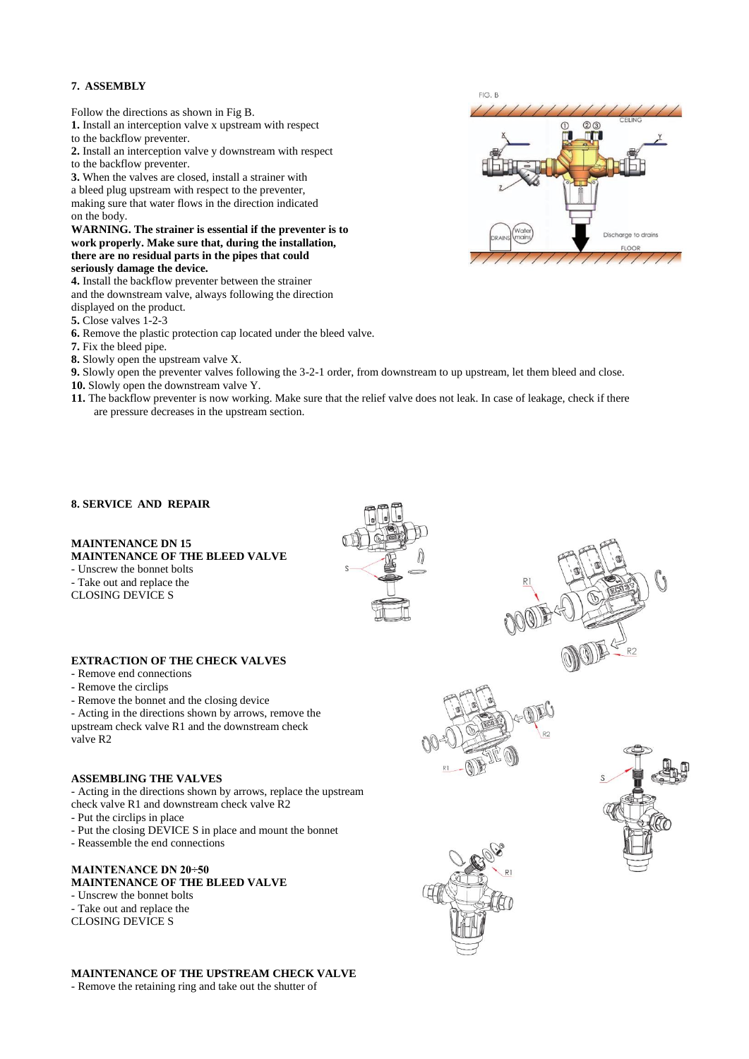## 7. ASSEMBLY

Follow the directions as shown in Fig B.

**1.** Install an interception valve x upstream with respect to the backflow preventer.

**2.** Install an interception valve y downstream with respect to the backflow preventer.

**3.** When the valves are closed, install a strainer with a bleed plug upstream with respect to the preventer, making sure that water flows in the direction indicated on the body.

**WARNING. The strainer is essential if the preventer is to work properly. Make sure that, during the installation, there are no residual parts in the pipes that could seriously damage the device.**

**4.** Install the backflow preventer between the strainer and the downstream valve, always following the direction displayed on the product.

**5.** Close valves 1-2-3

**6.** Remove the plastic protection cap located under the bleed valve.

**7.** Fix the bleed pipe.

**8.** Slowly open the upstream valve X.

**9.** Slowly open the preventer valves following the 3-2-1 order, from downstream to up upstream, let them bleed and close.

**10.** Slowly open the downstream valve Y.

**11.** The backflow preventer is now working. Make sure that the relief valve does not leak. In case of leakage, check if there are pressure decreases in the upstream section.

## 8. SERVICE AND REPAIR

**MAINTENANCE DN 15**

**MAINTENANCE OF THE BLEED VALVE**

- Unscrew the bonnet bolts
- Take out and replace the CLOSING DEVICE S

**EXTRACTION OF THE CHECK VALVES**

- Remove end connections
- Remove the circlips
- Remove the bonnet and the closing device
- Acting in the directions shown by arrows, remove the upstream check valve R1 and the downstream check valve R2

**ASSEMBLING THE VALVES**

- Acting in the directions shown by arrows, replace the upstream check valve R1 and downstream check valve R2
- Put the circlips in place
- Put the closing DEVICE S in place and mount the bonnet
- Reassemble the end connections

**MAINTENANCE DN 20÷50**

**MAINTENANCE OF THE BLEED VALVE**

- Unscrew the bonnet bolts
- Take out and replace the CLOSING DEVICE S

**MAINTENANCE OF THE UPSTREAM CHECK VALVE**

- Remove the retaining ring and take out the shutter of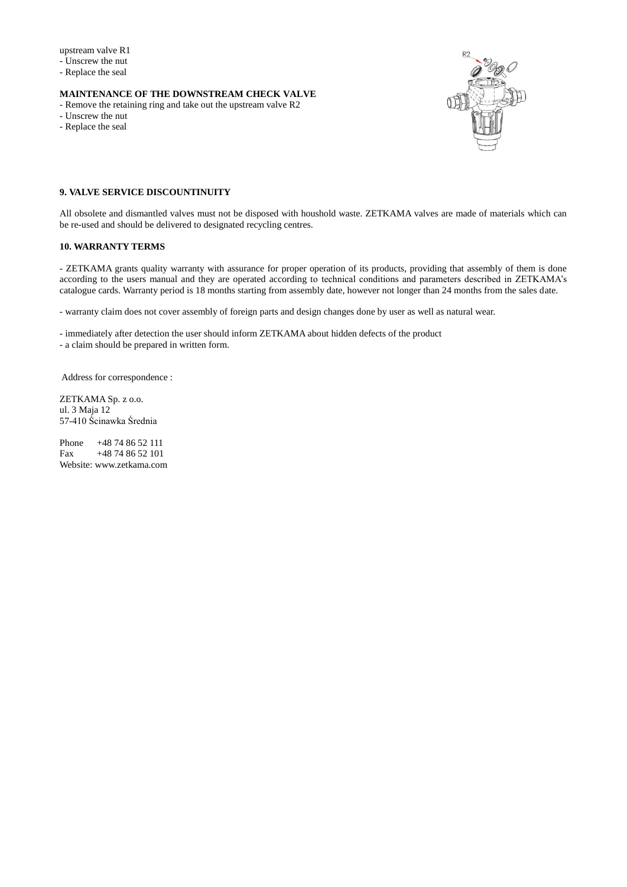upstream valve R1
- Unscrew the nut
- Replace the seal

**MAINTENANCE OF THE DOWNSTREAM CHECK VALVE**
- Remove the retaining ring and take out the upstream valve R2
- Unscrew the nut
- Replace the seal

R2

## 9. VALVE SERVICE DISCOUNTINUITY

All obsolete and dismantled valves must not be disposed with houshold waste. ZETKAMA valves are made of materials which can be re-used and should be delivered to designated recycling centres.

## 10. WARRANTY TERMS

- ZETKAMA grants quality warranty with assurance for proper operation of its products, providing that assembly of them is done according to the users manual and they are operated according to technical conditions and parameters described in ZETKAMA's catalogue cards. Warranty period is 18 months starting from assembly date, however not longer than 24 months from the sales date.

- warranty claim does not cover assembly of foreign parts and design changes done by user as well as natural wear.

- immediately after detection the user should inform ZETKAMA about hidden defects of the product
- a claim should be prepared in written form.

Address for correspondence :

ZETKAMA Sp. z o.o.
ul. 3 Maja 12
57-410 Ścinawka Średnia

Phone +48 74 86 52 111
Fax +48 74 86 52 101
Website: www.zetkama.com